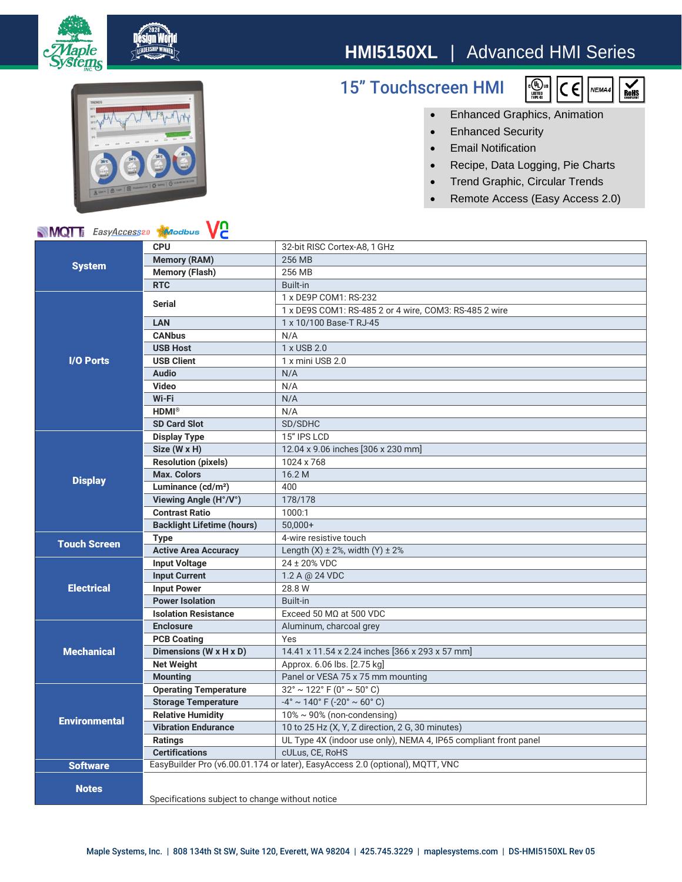# HMI5150XL | Advanced HMI Series

## 15" Touchscreen HMI

- Enhanced Graphics, Animation
- Enhanced Security
- Email Notification
- Recipe, Data Logging, Pie Charts
- Trend Graphic, Circular Trends
- Remote Access (Easy Access 2.0)

| | | |
|---|---|---|
| **System** | **CPU** | 32-bit RISC Cortex-A8, 1 GHz |
| | **Memory (RAM)** | 256 MB |
| | **Memory (Flash)** | 256 MB |
| | **RTC** | Built-in |
| **I/O Ports** | **Serial** | 1 x DE9P COM1: RS-232 |
| | | 1 x DE9S COM1: RS-485 2 or 4 wire, COM3: RS-485 2 wire |
| | **LAN** | 1 x 10/100 Base-T RJ-45 |
| | **CANbus** | N/A |
| | **USB Host** | 1 x USB 2.0 |
| | **USB Client** | 1 x mini USB 2.0 |
| | **Audio** | N/A |
| | **Video** | N/A |
| | **Wi-Fi** | N/A |
| | **HDMI®** | N/A |
| | **SD Card Slot** | SD/SDHC |
| **Display** | **Display Type** | 15" IPS LCD |
| | **Size (W x H)** | 12.04 x 9.06 inches [306 x 230 mm] |
| | **Resolution (pixels)** | 1024 x 768 |
| | **Max. Colors** | 16.2 M |
| | **Luminance (cd/m²)** | 400 |
| | **Viewing Angle (H°/V°)** | 178/178 |
| | **Contrast Ratio** | 1000:1 |
| | **Backlight Lifetime (hours)** | 50,000+ |
| **Touch Screen** | **Type** | 4-wire resistive touch |
| | **Active Area Accuracy** | Length (X) ± 2%, width (Y) ± 2% |
| **Electrical** | **Input Voltage** | 24 ± 20% VDC |
| | **Input Current** | 1.2 A @ 24 VDC |
| | **Input Power** | 28.8 W |
| | **Power Isolation** | Built-in |
| | **Isolation Resistance** | Exceed 50 MΩ at 500 VDC |
| **Mechanical** | **Enclosure** | Aluminum, charcoal grey |
| | **PCB Coating** | Yes |
| | **Dimensions (W x H x D)** | 14.41 x 11.54 x 2.24 inches [366 x 293 x 57 mm] |
| | **Net Weight** | Approx. 6.06 lbs. [2.75 kg] |
| | **Mounting** | Panel or VESA 75 x 75 mm mounting |
| **Environmental** | **Operating Temperature** | 32° ~ 122° F (0° ~ 50° C) |
| | **Storage Temperature** | -4° ~ 140° F (-20° ~ 60° C) |
| | **Relative Humidity** | 10% ~ 90% (non-condensing) |
| | **Vibration Endurance** | 10 to 25 Hz (X, Y, Z direction, 2 G, 30 minutes) |
| | **Ratings** | UL Type 4X (indoor use only), NEMA 4, IP65 compliant front panel |
| | **Certifications** | cULus, CE, RoHS |
| **Software** | EasyBuilder Pro (v6.00.01.174 or later), EasyAccess 2.0 (optional), MQTT, VNC | |
| **Notes** | Specifications subject to change without notice | |

Maple Systems, Inc. | 808 134th St SW, Suite 120, Everett, WA 98204 | 425.745.3229 | maplesystems.com | DS-HMI5150XL Rev 05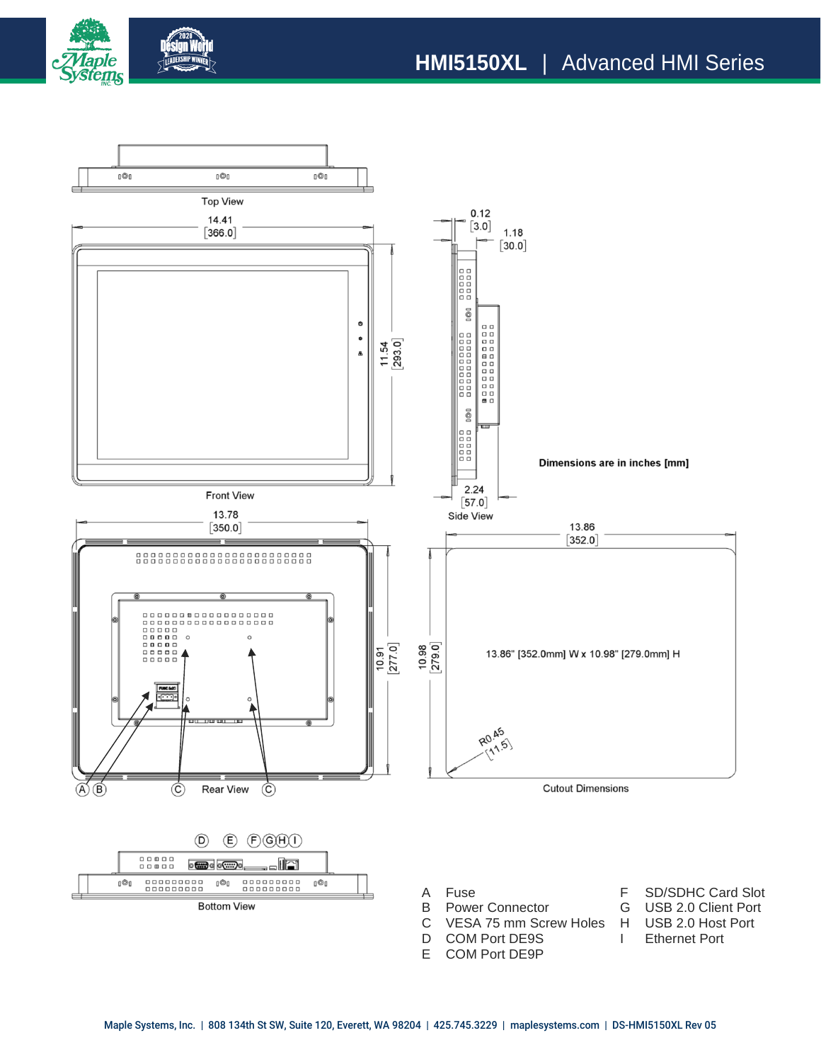Top View

14.41
[366.0]

11.54
[293.0]

Front View

0.12
[3.0]

1.18
[30.0]

2.24
[57.0]

Side View

**Dimensions are in inches [mm]**

13.78
[350.0]

10.91
[277.0]

Rear View

13.86
[352.0]

10.98
[279.0]

13.86" [352.0mm] W x 10.98" [279.0mm] H

R0.45
[11.5]

Cutout Dimensions

D E F G H I

Bottom View

| | | | |
|---|---|---|---|
| A | Fuse | F | SD/SDHC Card Slot |
| B | Power Connector | G | USB 2.0 Client Port |
| C | VESA 75 mm Screw Holes | H | USB 2.0 Host Port |
| D | COM Port DE9S | I | Ethernet Port |
| E | COM Port DE9P | | |